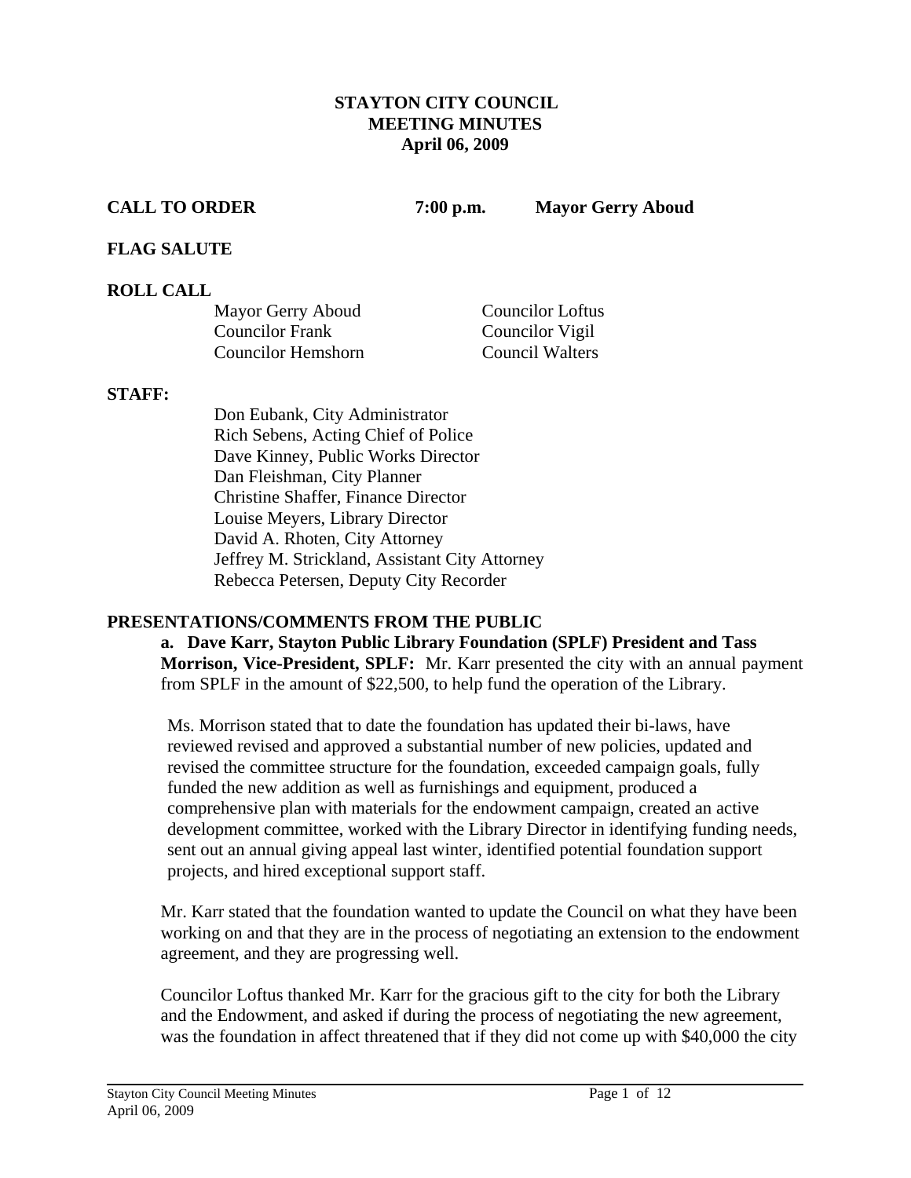**STAYTON CITY COUNCIL**
**MEETING MINUTES**
**April 06, 2009**

**CALL TO ORDER** **7:00 p.m.** **Mayor Gerry Aboud**

**FLAG SALUTE**

**ROLL CALL**

| | |
|---|---|
| Mayor Gerry Aboud | Councilor Loftus |
| Councilor Frank | Councilor Vigil |
| Councilor Hemshorn | Council Walters |

**STAFF:**

Don Eubank, City Administrator
Rich Sebens, Acting Chief of Police
Dave Kinney, Public Works Director
Dan Fleishman, City Planner
Christine Shaffer, Finance Director
Louise Meyers, Library Director
David A. Rhoten, City Attorney
Jeffrey M. Strickland, Assistant City Attorney
Rebecca Petersen, Deputy City Recorder

**PRESENTATIONS/COMMENTS FROM THE PUBLIC**

**a. Dave Karr, Stayton Public Library Foundation (SPLF) President and Tass Morrison, Vice-President, SPLF:** Mr. Karr presented the city with an annual payment from SPLF in the amount of $22,500, to help fund the operation of the Library.

Ms. Morrison stated that to date the foundation has updated their bi-laws, have reviewed revised and approved a substantial number of new policies, updated and revised the committee structure for the foundation, exceeded campaign goals, fully funded the new addition as well as furnishings and equipment, produced a comprehensive plan with materials for the endowment campaign, created an active development committee, worked with the Library Director in identifying funding needs, sent out an annual giving appeal last winter, identified potential foundation support projects, and hired exceptional support staff.

Mr. Karr stated that the foundation wanted to update the Council on what they have been working on and that they are in the process of negotiating an extension to the endowment agreement, and they are progressing well.

Councilor Loftus thanked Mr. Karr for the gracious gift to the city for both the Library and the Endowment, and asked if during the process of negotiating the new agreement, was the foundation in affect threatened that if they did not come up with $40,000 the city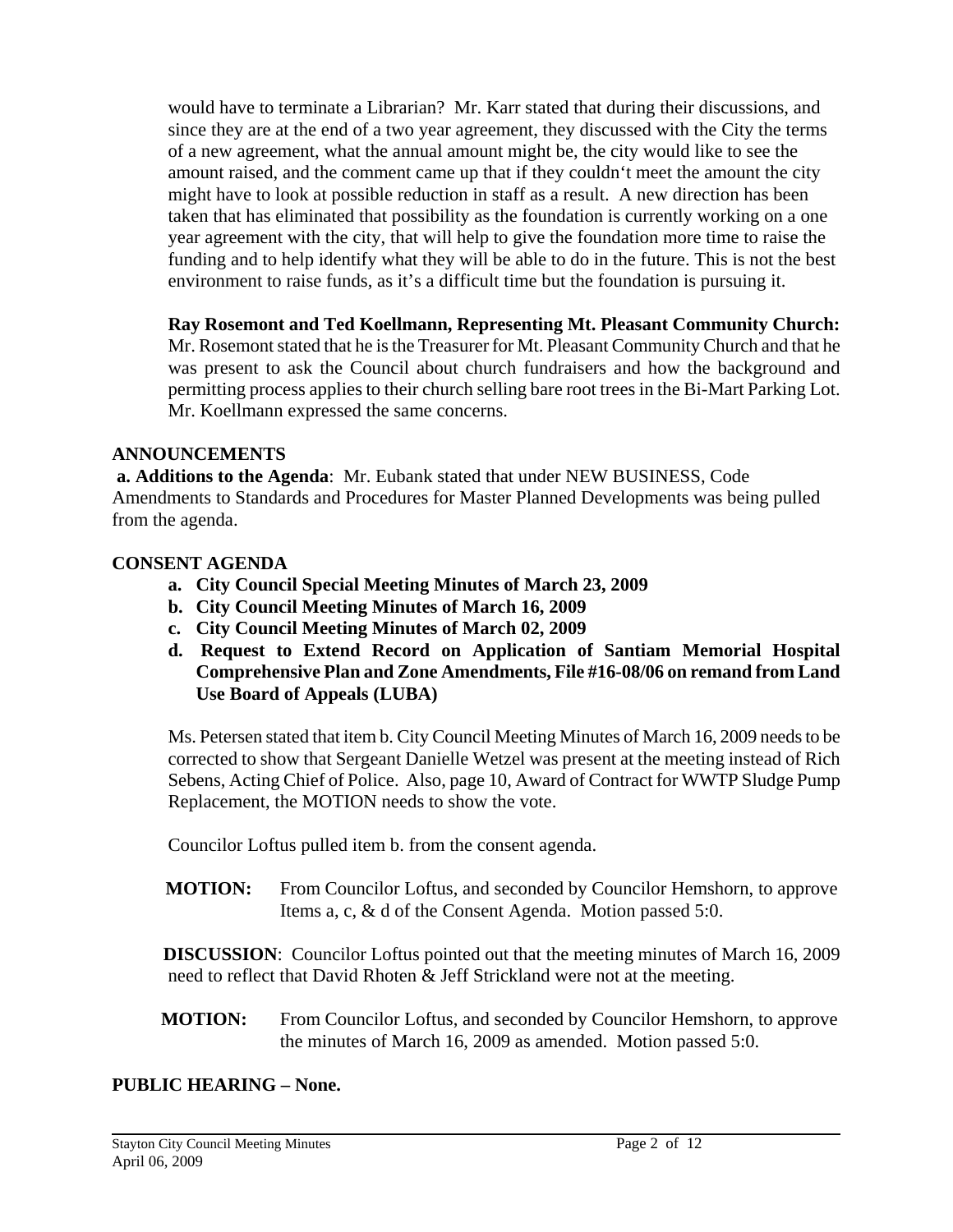would have to terminate a Librarian? Mr. Karr stated that during their discussions, and since they are at the end of a two year agreement, they discussed with the City the terms of a new agreement, what the annual amount might be, the city would like to see the amount raised, and the comment came up that if they couldn't meet the amount the city might have to look at possible reduction in staff as a result. A new direction has been taken that has eliminated that possibility as the foundation is currently working on a one year agreement with the city, that will help to give the foundation more time to raise the funding and to help identify what they will be able to do in the future. This is not the best environment to raise funds, as it's a difficult time but the foundation is pursuing it.

**Ray Rosemont and Ted Koellmann, Representing Mt. Pleasant Community Church:** Mr. Rosemont stated that he is the Treasurer for Mt. Pleasant Community Church and that he was present to ask the Council about church fundraisers and how the background and permitting process applies to their church selling bare root trees in the Bi-Mart Parking Lot. Mr. Koellmann expressed the same concerns.

## ANNOUNCEMENTS

**a. Additions to the Agenda**: Mr. Eubank stated that under NEW BUSINESS, Code Amendments to Standards and Procedures for Master Planned Developments was being pulled from the agenda.

## CONSENT AGENDA

- **a. City Council Special Meeting Minutes of March 23, 2009**
- **b. City Council Meeting Minutes of March 16, 2009**
- **c. City Council Meeting Minutes of March 02, 2009**
- **d. Request to Extend Record on Application of Santiam Memorial Hospital Comprehensive Plan and Zone Amendments, File #16-08/06 on remand from Land Use Board of Appeals (LUBA)**

Ms. Petersen stated that item b. City Council Meeting Minutes of March 16, 2009 needs to be corrected to show that Sergeant Danielle Wetzel was present at the meeting instead of Rich Sebens, Acting Chief of Police. Also, page 10, Award of Contract for WWTP Sludge Pump Replacement, the MOTION needs to show the vote.

Councilor Loftus pulled item b. from the consent agenda.

**MOTION:** From Councilor Loftus, and seconded by Councilor Hemshorn, to approve Items a, c, & d of the Consent Agenda. Motion passed 5:0.

**DISCUSSION**: Councilor Loftus pointed out that the meeting minutes of March 16, 2009 need to reflect that David Rhoten & Jeff Strickland were not at the meeting.

**MOTION:** From Councilor Loftus, and seconded by Councilor Hemshorn, to approve the minutes of March 16, 2009 as amended. Motion passed 5:0.

## PUBLIC HEARING – None.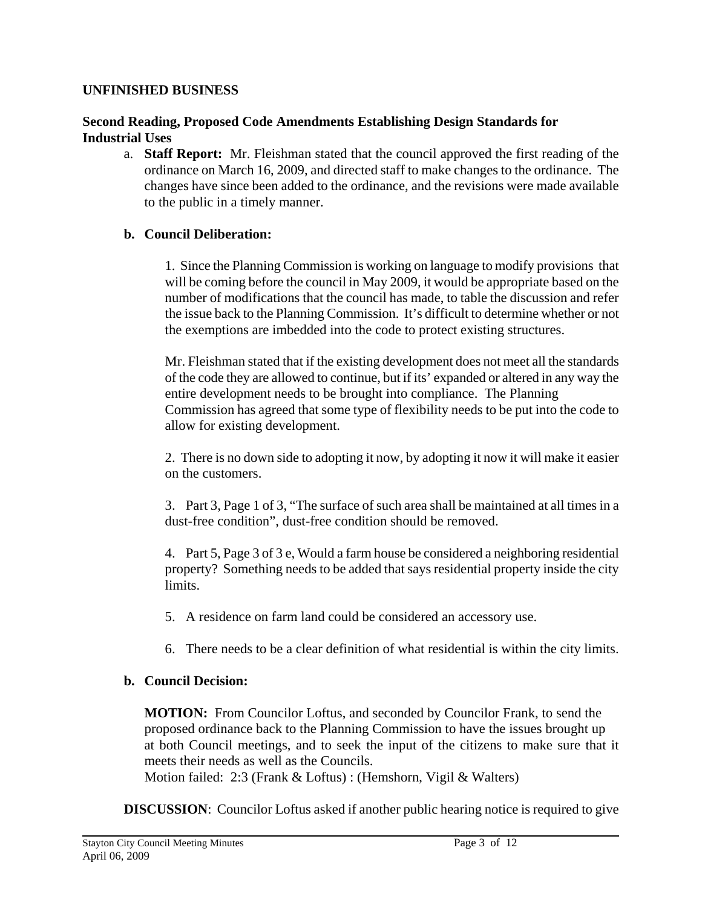**UNFINISHED BUSINESS**

**Second Reading, Proposed Code Amendments Establishing Design Standards for Industrial Uses**

a. **Staff Report:** Mr. Fleishman stated that the council approved the first reading of the ordinance on March 16, 2009, and directed staff to make changes to the ordinance. The changes have since been added to the ordinance, and the revisions were made available to the public in a timely manner.

**b. Council Deliberation:**

1. Since the Planning Commission is working on language to modify provisions that will be coming before the council in May 2009, it would be appropriate based on the number of modifications that the council has made, to table the discussion and refer the issue back to the Planning Commission. It's difficult to determine whether or not the exemptions are imbedded into the code to protect existing structures.

Mr. Fleishman stated that if the existing development does not meet all the standards of the code they are allowed to continue, but if its' expanded or altered in any way the entire development needs to be brought into compliance. The Planning Commission has agreed that some type of flexibility needs to be put into the code to allow for existing development.

2. There is no down side to adopting it now, by adopting it now it will make it easier on the customers.

3. Part 3, Page 1 of 3, "The surface of such area shall be maintained at all times in a dust-free condition", dust-free condition should be removed.

4. Part 5, Page 3 of 3 e, Would a farm house be considered a neighboring residential property? Something needs to be added that says residential property inside the city limits.

5. A residence on farm land could be considered an accessory use.

6. There needs to be a clear definition of what residential is within the city limits.

**b. Council Decision:**

**MOTION:** From Councilor Loftus, and seconded by Councilor Frank, to send the proposed ordinance back to the Planning Commission to have the issues brought up at both Council meetings, and to seek the input of the citizens to make sure that it meets their needs as well as the Councils.
Motion failed: 2:3 (Frank & Loftus) : (Hemshorn, Vigil & Walters)

**DISCUSSION**: Councilor Loftus asked if another public hearing notice is required to give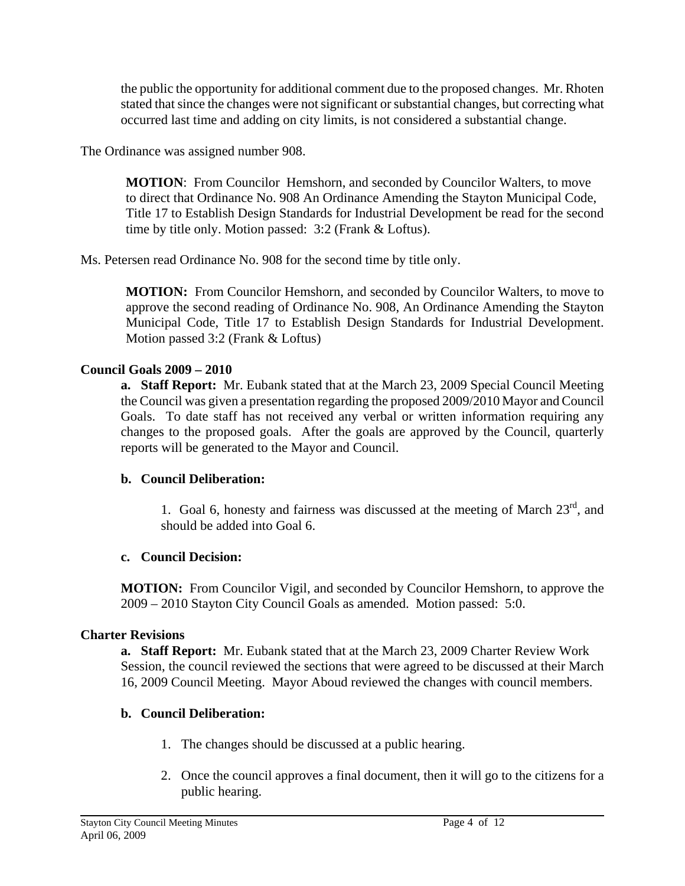the public the opportunity for additional comment due to the proposed changes. Mr. Rhoten stated that since the changes were not significant or substantial changes, but correcting what occurred last time and adding on city limits, is not considered a substantial change.

The Ordinance was assigned number 908.

> **MOTION**: From Councilor Hemshorn, and seconded by Councilor Walters, to move to direct that Ordinance No. 908 An Ordinance Amending the Stayton Municipal Code, Title 17 to Establish Design Standards for Industrial Development be read for the second time by title only. Motion passed: 3:2 (Frank & Loftus).

Ms. Petersen read Ordinance No. 908 for the second time by title only.

> **MOTION:** From Councilor Hemshorn, and seconded by Councilor Walters, to move to approve the second reading of Ordinance No. 908, An Ordinance Amending the Stayton Municipal Code, Title 17 to Establish Design Standards for Industrial Development. Motion passed 3:2 (Frank & Loftus)

**Council Goals 2009 – 2010**

**a. Staff Report:** Mr. Eubank stated that at the March 23, 2009 Special Council Meeting the Council was given a presentation regarding the proposed 2009/2010 Mayor and Council Goals. To date staff has not received any verbal or written information requiring any changes to the proposed goals. After the goals are approved by the Council, quarterly reports will be generated to the Mayor and Council.

**b. Council Deliberation:**

1. Goal 6, honesty and fairness was discussed at the meeting of March 23rd, and should be added into Goal 6.

**c. Council Decision:**

**MOTION:** From Councilor Vigil, and seconded by Councilor Hemshorn, to approve the 2009 – 2010 Stayton City Council Goals as amended. Motion passed: 5:0.

**Charter Revisions**

**a. Staff Report:** Mr. Eubank stated that at the March 23, 2009 Charter Review Work Session, the council reviewed the sections that were agreed to be discussed at their March 16, 2009 Council Meeting. Mayor Aboud reviewed the changes with council members.

**b. Council Deliberation:**

1. The changes should be discussed at a public hearing.
2. Once the council approves a final document, then it will go to the citizens for a public hearing.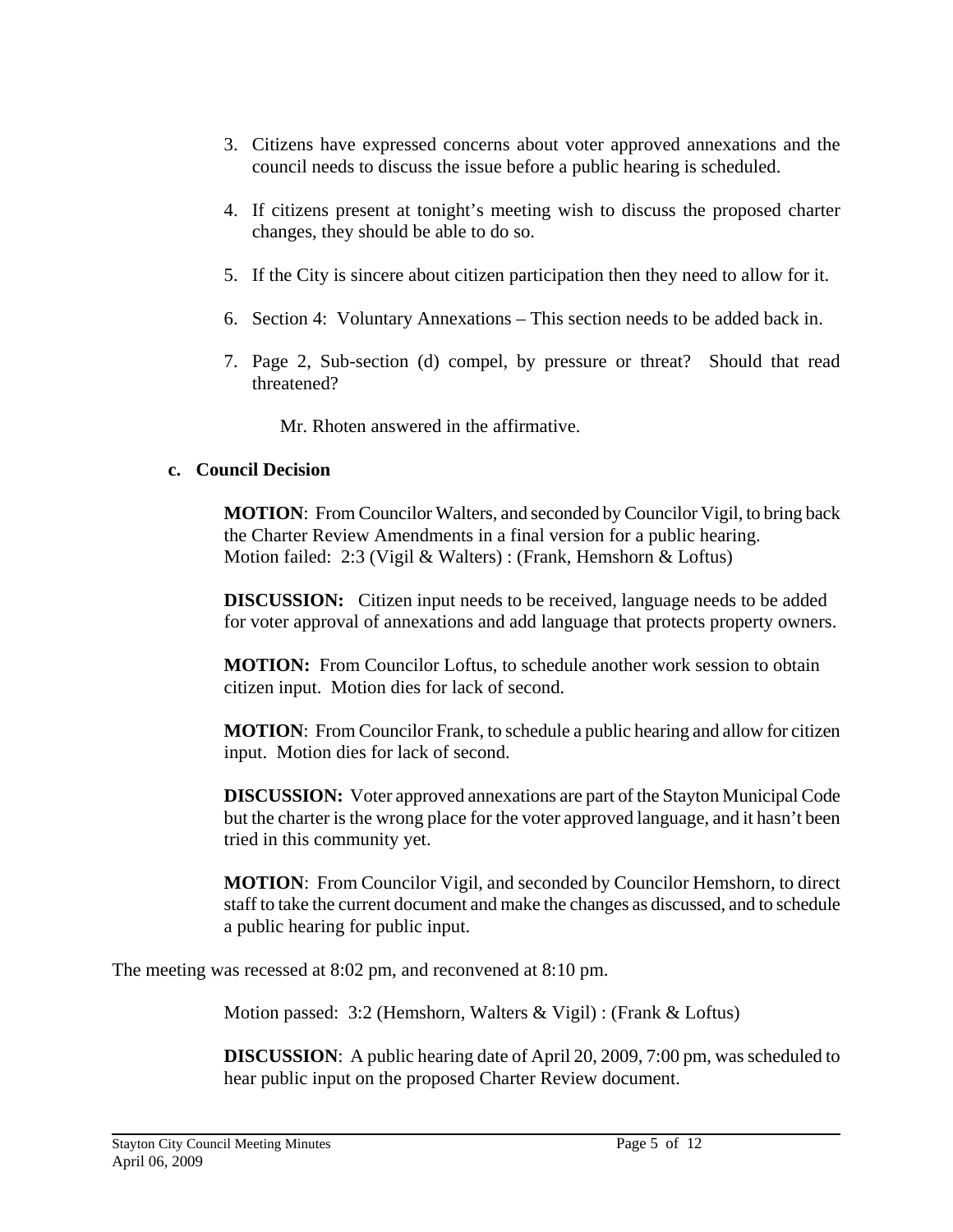3. Citizens have expressed concerns about voter approved annexations and the council needs to discuss the issue before a public hearing is scheduled.

4. If citizens present at tonight's meeting wish to discuss the proposed charter changes, they should be able to do so.

5. If the City is sincere about citizen participation then they need to allow for it.

6. Section 4: Voluntary Annexations – This section needs to be added back in.

7. Page 2, Sub-section (d) compel, by pressure or threat? Should that read threatened?

   Mr. Rhoten answered in the affirmative.

**c. Council Decision**

**MOTION**: From Councilor Walters, and seconded by Councilor Vigil, to bring back the Charter Review Amendments in a final version for a public hearing.
Motion failed: 2:3 (Vigil & Walters) : (Frank, Hemshorn & Loftus)

**DISCUSSION:** Citizen input needs to be received, language needs to be added for voter approval of annexations and add language that protects property owners.

**MOTION:** From Councilor Loftus, to schedule another work session to obtain citizen input. Motion dies for lack of second.

**MOTION**: From Councilor Frank, to schedule a public hearing and allow for citizen input. Motion dies for lack of second.

**DISCUSSION:** Voter approved annexations are part of the Stayton Municipal Code but the charter is the wrong place for the voter approved language, and it hasn't been tried in this community yet.

**MOTION**: From Councilor Vigil, and seconded by Councilor Hemshorn, to direct staff to take the current document and make the changes as discussed, and to schedule a public hearing for public input.

The meeting was recessed at 8:02 pm, and reconvened at 8:10 pm.

Motion passed: 3:2 (Hemshorn, Walters & Vigil) : (Frank & Loftus)

**DISCUSSION**: A public hearing date of April 20, 2009, 7:00 pm, was scheduled to hear public input on the proposed Charter Review document.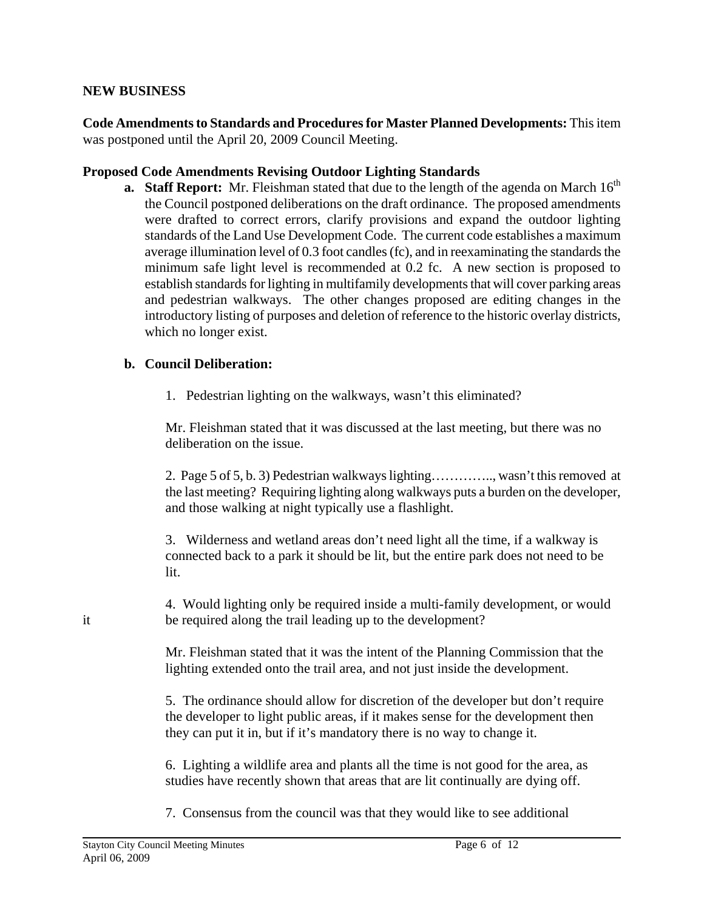**NEW BUSINESS**

**Code Amendments to Standards and Procedures for Master Planned Developments:** This item was postponed until the April 20, 2009 Council Meeting.

**Proposed Code Amendments Revising Outdoor Lighting Standards**

**a. Staff Report:** Mr. Fleishman stated that due to the length of the agenda on March 16th the Council postponed deliberations on the draft ordinance. The proposed amendments were drafted to correct errors, clarify provisions and expand the outdoor lighting standards of the Land Use Development Code. The current code establishes a maximum average illumination level of 0.3 foot candles (fc), and in reexaminating the standards the minimum safe light level is recommended at 0.2 fc. A new section is proposed to establish standards for lighting in multifamily developments that will cover parking areas and pedestrian walkways. The other changes proposed are editing changes in the introductory listing of purposes and deletion of reference to the historic overlay districts, which no longer exist.

**b. Council Deliberation:**

1. Pedestrian lighting on the walkways, wasn't this eliminated?

Mr. Fleishman stated that it was discussed at the last meeting, but there was no deliberation on the issue.

2. Page 5 of 5, b. 3) Pedestrian walkways lighting………….., wasn't this removed at the last meeting? Requiring lighting along walkways puts a burden on the developer, and those walking at night typically use a flashlight.

3. Wilderness and wetland areas don't need light all the time, if a walkway is connected back to a park it should be lit, but the entire park does not need to be lit.

4. Would lighting only be required inside a multi-family development, or would it be required along the trail leading up to the development?

Mr. Fleishman stated that it was the intent of the Planning Commission that the lighting extended onto the trail area, and not just inside the development.

5. The ordinance should allow for discretion of the developer but don't require the developer to light public areas, if it makes sense for the development then they can put it in, but if it's mandatory there is no way to change it.

6. Lighting a wildlife area and plants all the time is not good for the area, as studies have recently shown that areas that are lit continually are dying off.

7. Consensus from the council was that they would like to see additional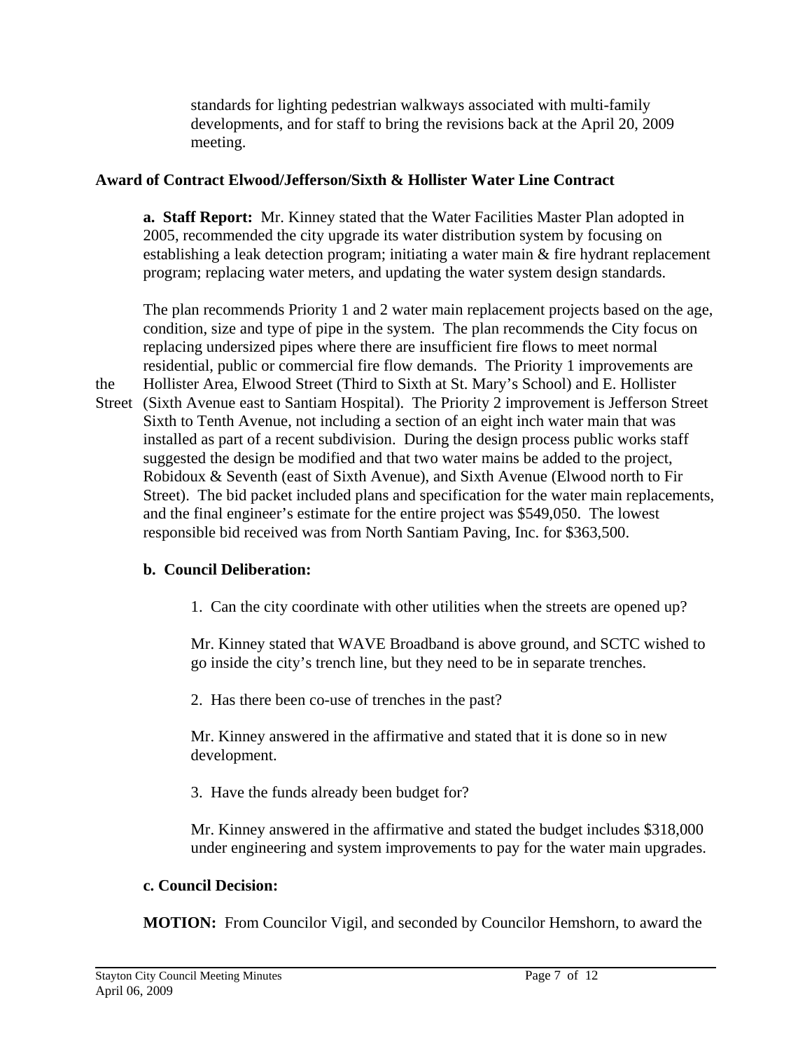standards for lighting pedestrian walkways associated with multi-family developments, and for staff to bring the revisions back at the April 20, 2009 meeting.

**Award of Contract Elwood/Jefferson/Sixth & Hollister Water Line Contract**

**a. Staff Report:** Mr. Kinney stated that the Water Facilities Master Plan adopted in 2005, recommended the city upgrade its water distribution system by focusing on establishing a leak detection program; initiating a water main & fire hydrant replacement program; replacing water meters, and updating the water system design standards.

The plan recommends Priority 1 and 2 water main replacement projects based on the age, condition, size and type of pipe in the system. The plan recommends the City focus on replacing undersized pipes where there are insufficient fire flows to meet normal residential, public or commercial fire flow demands. The Priority 1 improvements are the Hollister Area, Elwood Street (Third to Sixth at St. Mary's School) and E. Hollister Street (Sixth Avenue east to Santiam Hospital). The Priority 2 improvement is Jefferson Street Sixth to Tenth Avenue, not including a section of an eight inch water main that was installed as part of a recent subdivision. During the design process public works staff suggested the design be modified and that two water mains be added to the project, Robidoux & Seventh (east of Sixth Avenue), and Sixth Avenue (Elwood north to Fir Street). The bid packet included plans and specification for the water main replacements, and the final engineer's estimate for the entire project was $549,050. The lowest responsible bid received was from North Santiam Paving, Inc. for $363,500.

**b. Council Deliberation:**

1. Can the city coordinate with other utilities when the streets are opened up?

Mr. Kinney stated that WAVE Broadband is above ground, and SCTC wished to go inside the city's trench line, but they need to be in separate trenches.

2. Has there been co-use of trenches in the past?

Mr. Kinney answered in the affirmative and stated that it is done so in new development.

3. Have the funds already been budget for?

Mr. Kinney answered in the affirmative and stated the budget includes $318,000 under engineering and system improvements to pay for the water main upgrades.

**c. Council Decision:**

**MOTION:** From Councilor Vigil, and seconded by Councilor Hemshorn, to award the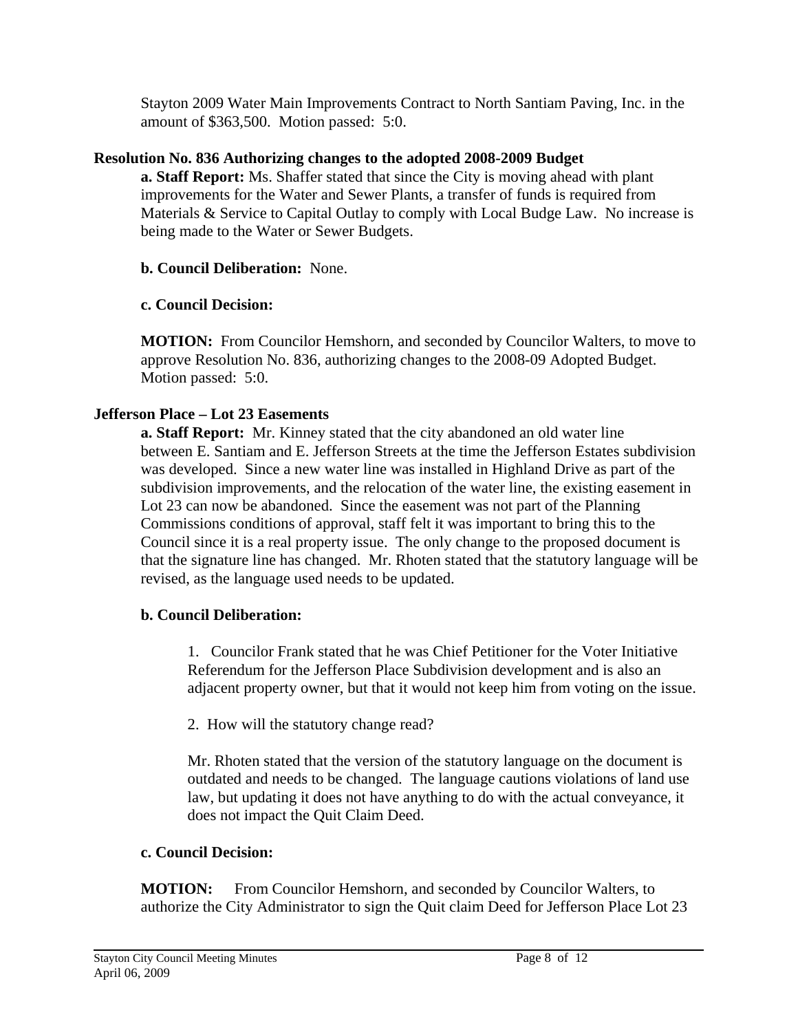Stayton 2009 Water Main Improvements Contract to North Santiam Paving, Inc. in the amount of $363,500. Motion passed: 5:0.

**Resolution No. 836 Authorizing changes to the adopted 2008-2009 Budget**

**a. Staff Report:** Ms. Shaffer stated that since the City is moving ahead with plant improvements for the Water and Sewer Plants, a transfer of funds is required from Materials & Service to Capital Outlay to comply with Local Budge Law. No increase is being made to the Water or Sewer Budgets.

**b. Council Deliberation:** None.

**c. Council Decision:**

**MOTION:** From Councilor Hemshorn, and seconded by Councilor Walters, to move to approve Resolution No. 836, authorizing changes to the 2008-09 Adopted Budget. Motion passed: 5:0.

**Jefferson Place – Lot 23 Easements**

**a. Staff Report:** Mr. Kinney stated that the city abandoned an old water line between E. Santiam and E. Jefferson Streets at the time the Jefferson Estates subdivision was developed. Since a new water line was installed in Highland Drive as part of the subdivision improvements, and the relocation of the water line, the existing easement in Lot 23 can now be abandoned. Since the easement was not part of the Planning Commissions conditions of approval, staff felt it was important to bring this to the Council since it is a real property issue. The only change to the proposed document is that the signature line has changed. Mr. Rhoten stated that the statutory language will be revised, as the language used needs to be updated.

**b. Council Deliberation:**

1. Councilor Frank stated that he was Chief Petitioner for the Voter Initiative Referendum for the Jefferson Place Subdivision development and is also an adjacent property owner, but that it would not keep him from voting on the issue.

2. How will the statutory change read?

Mr. Rhoten stated that the version of the statutory language on the document is outdated and needs to be changed. The language cautions violations of land use law, but updating it does not have anything to do with the actual conveyance, it does not impact the Quit Claim Deed.

**c. Council Decision:**

**MOTION:** From Councilor Hemshorn, and seconded by Councilor Walters, to authorize the City Administrator to sign the Quit claim Deed for Jefferson Place Lot 23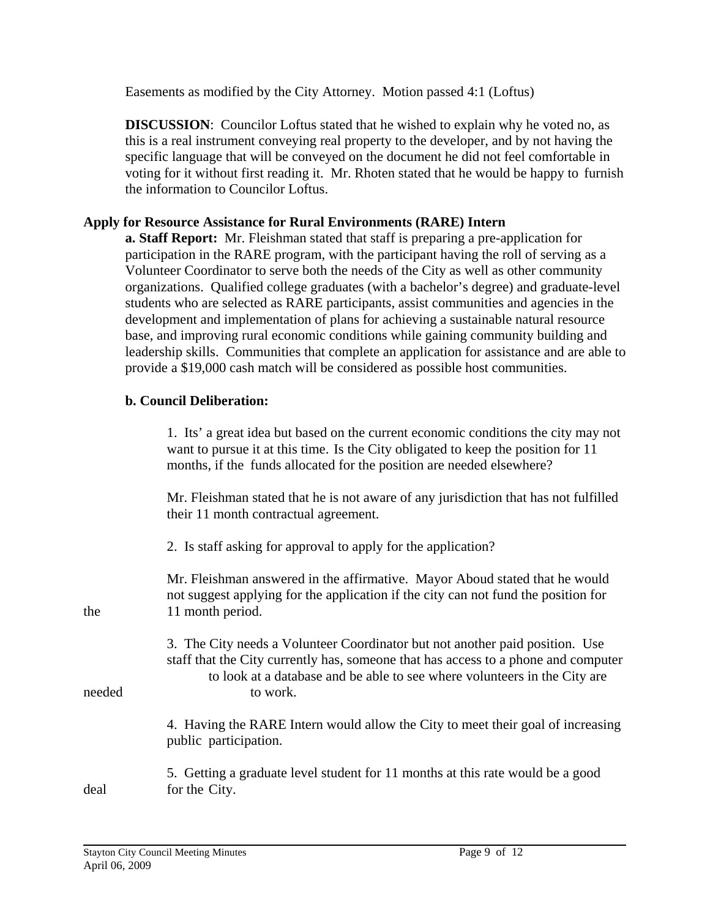Easements as modified by the City Attorney. Motion passed 4:1 (Loftus)

**DISCUSSION**: Councilor Loftus stated that he wished to explain why he voted no, as this is a real instrument conveying real property to the developer, and by not having the specific language that will be conveyed on the document he did not feel comfortable in voting for it without first reading it. Mr. Rhoten stated that he would be happy to furnish the information to Councilor Loftus.

**Apply for Resource Assistance for Rural Environments (RARE) Intern**

**a. Staff Report:** Mr. Fleishman stated that staff is preparing a pre-application for participation in the RARE program, with the participant having the roll of serving as a Volunteer Coordinator to serve both the needs of the City as well as other community organizations. Qualified college graduates (with a bachelor's degree) and graduate-level students who are selected as RARE participants, assist communities and agencies in the development and implementation of plans for achieving a sustainable natural resource base, and improving rural economic conditions while gaining community building and leadership skills. Communities that complete an application for assistance and are able to provide a $19,000 cash match will be considered as possible host communities.

**b. Council Deliberation:**

1. Its' a great idea but based on the current economic conditions the city may not want to pursue it at this time. Is the City obligated to keep the position for 11 months, if the funds allocated for the position are needed elsewhere?

Mr. Fleishman stated that he is not aware of any jurisdiction that has not fulfilled their 11 month contractual agreement.

2. Is staff asking for approval to apply for the application?

Mr. Fleishman answered in the affirmative. Mayor Aboud stated that he would not suggest applying for the application if the city can not fund the position for the 11 month period.

3. The City needs a Volunteer Coordinator but not another paid position. Use staff that the City currently has, someone that has access to a phone and computer to look at a database and be able to see where volunteers in the City are needed to work.

4. Having the RARE Intern would allow the City to meet their goal of increasing public participation.

5. Getting a graduate level student for 11 months at this rate would be a good deal for the City.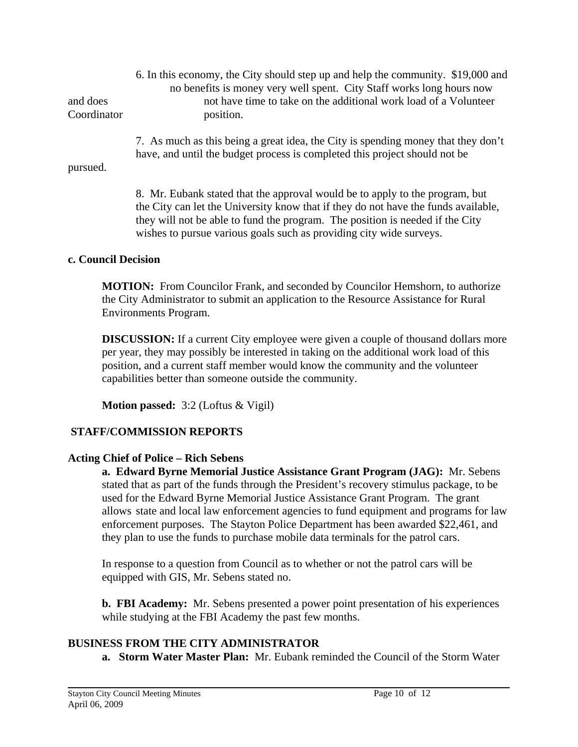6. In this economy, the City should step up and help the community. $19,000 and no benefits is money very well spent. City Staff works long hours now and does not have time to take on the additional work load of a Volunteer Coordinator position.

7. As much as this being a great idea, the City is spending money that they don't have, and until the budget process is completed this project should not be pursued.

8. Mr. Eubank stated that the approval would be to apply to the program, but the City can let the University know that if they do not have the funds available, they will not be able to fund the program. The position is needed if the City wishes to pursue various goals such as providing city wide surveys.

**c. Council Decision**

**MOTION:** From Councilor Frank, and seconded by Councilor Hemshorn, to authorize the City Administrator to submit an application to the Resource Assistance for Rural Environments Program.

**DISCUSSION:** If a current City employee were given a couple of thousand dollars more per year, they may possibly be interested in taking on the additional work load of this position, and a current staff member would know the community and the volunteer capabilities better than someone outside the community.

**Motion passed:** 3:2 (Loftus & Vigil)

## STAFF/COMMISSION REPORTS

**Acting Chief of Police – Rich Sebens**

**a. Edward Byrne Memorial Justice Assistance Grant Program (JAG):** Mr. Sebens stated that as part of the funds through the President's recovery stimulus package, to be used for the Edward Byrne Memorial Justice Assistance Grant Program. The grant allows state and local law enforcement agencies to fund equipment and programs for law enforcement purposes. The Stayton Police Department has been awarded $22,461, and they plan to use the funds to purchase mobile data terminals for the patrol cars.

In response to a question from Council as to whether or not the patrol cars will be equipped with GIS, Mr. Sebens stated no.

**b. FBI Academy:** Mr. Sebens presented a power point presentation of his experiences while studying at the FBI Academy the past few months.

## BUSINESS FROM THE CITY ADMINISTRATOR

**a. Storm Water Master Plan:** Mr. Eubank reminded the Council of the Storm Water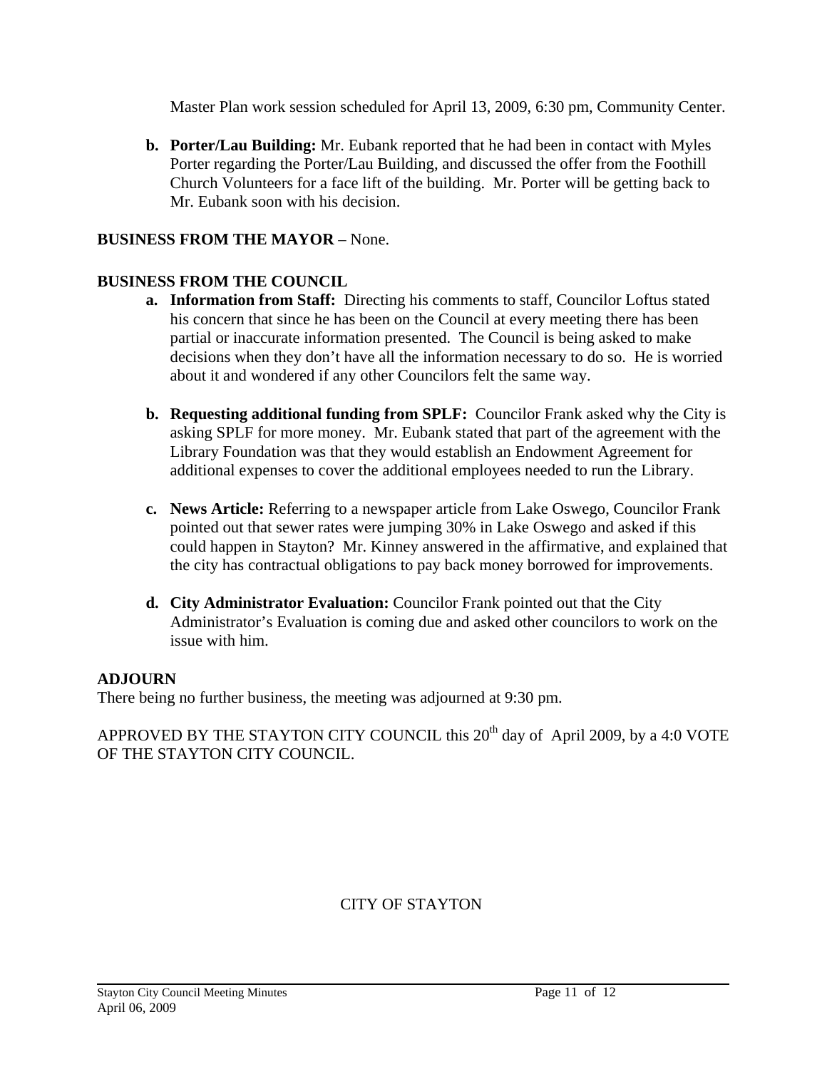Master Plan work session scheduled for April 13, 2009, 6:30 pm, Community Center.

**b. Porter/Lau Building:** Mr. Eubank reported that he had been in contact with Myles Porter regarding the Porter/Lau Building, and discussed the offer from the Foothill Church Volunteers for a face lift of the building. Mr. Porter will be getting back to Mr. Eubank soon with his decision.

**BUSINESS FROM THE MAYOR** – None.

**BUSINESS FROM THE COUNCIL**

**a. Information from Staff:** Directing his comments to staff, Councilor Loftus stated his concern that since he has been on the Council at every meeting there has been partial or inaccurate information presented. The Council is being asked to make decisions when they don't have all the information necessary to do so. He is worried about it and wondered if any other Councilors felt the same way.

**b. Requesting additional funding from SPLF:** Councilor Frank asked why the City is asking SPLF for more money. Mr. Eubank stated that part of the agreement with the Library Foundation was that they would establish an Endowment Agreement for additional expenses to cover the additional employees needed to run the Library.

**c. News Article:** Referring to a newspaper article from Lake Oswego, Councilor Frank pointed out that sewer rates were jumping 30% in Lake Oswego and asked if this could happen in Stayton? Mr. Kinney answered in the affirmative, and explained that the city has contractual obligations to pay back money borrowed for improvements.

**d. City Administrator Evaluation:** Councilor Frank pointed out that the City Administrator's Evaluation is coming due and asked other councilors to work on the issue with him.

**ADJOURN**

There being no further business, the meeting was adjourned at 9:30 pm.

APPROVED BY THE STAYTON CITY COUNCIL this 20th day of April 2009, by a 4:0 VOTE OF THE STAYTON CITY COUNCIL.

CITY OF STAYTON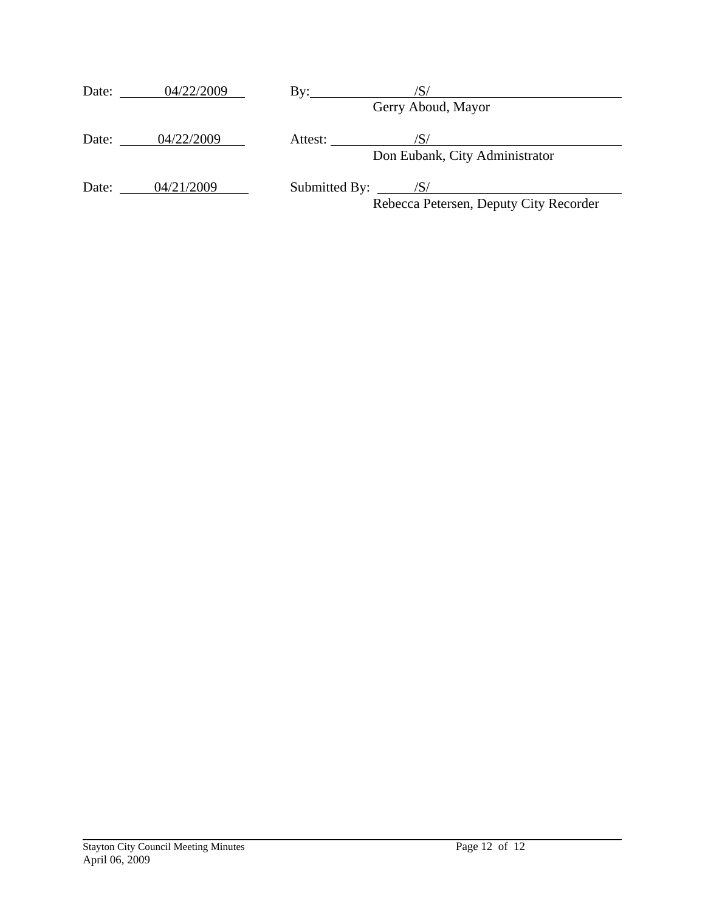| | | | |
|---|---|---|---|
| Date: | 04/22/2009 | By: | /S/ |
| | | | Gerry Aboud, Mayor |
| Date: | 04/22/2009 | Attest: | /S/ |
| | | | Don Eubank, City Administrator |
| Date: | 04/21/2009 | Submitted By: | /S/ |
| | | | Rebecca Petersen, Deputy City Recorder |